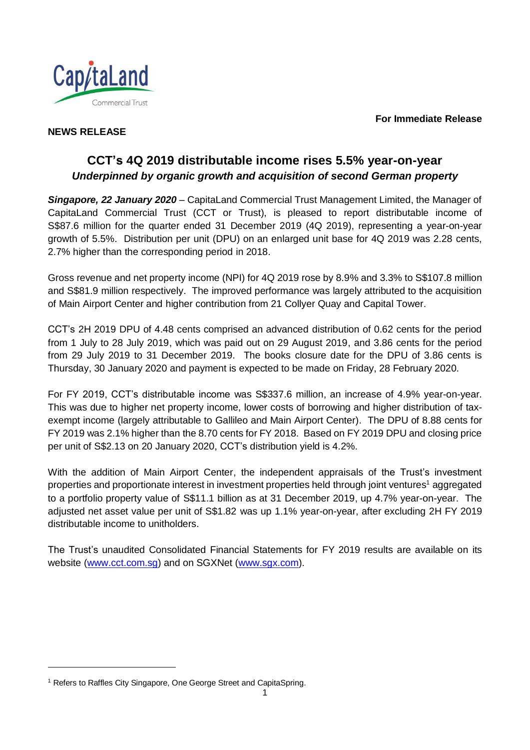**For Immediate Release**

**NEWS RELEASE**

# CCT's 4Q 2019 distributable income rises 5.5% year-on-year

***Underpinned by organic growth and acquisition of second German property***

***Singapore, 22 January 2020*** – CapitaLand Commercial Trust Management Limited, the Manager of CapitaLand Commercial Trust (CCT or Trust), is pleased to report distributable income of S$87.6 million for the quarter ended 31 December 2019 (4Q 2019), representing a year-on-year growth of 5.5%. Distribution per unit (DPU) on an enlarged unit base for 4Q 2019 was 2.28 cents, 2.7% higher than the corresponding period in 2018.

Gross revenue and net property income (NPI) for 4Q 2019 rose by 8.9% and 3.3% to S$107.8 million and S$81.9 million respectively. The improved performance was largely attributed to the acquisition of Main Airport Center and higher contribution from 21 Collyer Quay and Capital Tower.

CCT's 2H 2019 DPU of 4.48 cents comprised an advanced distribution of 0.62 cents for the period from 1 July to 28 July 2019, which was paid out on 29 August 2019, and 3.86 cents for the period from 29 July 2019 to 31 December 2019. The books closure date for the DPU of 3.86 cents is Thursday, 30 January 2020 and payment is expected to be made on Friday, 28 February 2020.

For FY 2019, CCT's distributable income was S$337.6 million, an increase of 4.9% year-on-year. This was due to higher net property income, lower costs of borrowing and higher distribution of tax-exempt income (largely attributable to Gallileo and Main Airport Center). The DPU of 8.88 cents for FY 2019 was 2.1% higher than the 8.70 cents for FY 2018. Based on FY 2019 DPU and closing price per unit of S$2.13 on 20 January 2020, CCT's distribution yield is 4.2%.

With the addition of Main Airport Center, the independent appraisals of the Trust's investment properties and proportionate interest in investment properties held through joint ventures[1] aggregated to a portfolio property value of S$11.1 billion as at 31 December 2019, up 4.7% year-on-year. The adjusted net asset value per unit of S$1.82 was up 1.1% year-on-year, after excluding 2H FY 2019 distributable income to unitholders.

The Trust's unaudited Consolidated Financial Statements for FY 2019 results are available on its website (www.cct.com.sg) and on SGXNet (www.sgx.com).

---

[1] Refers to Raffles City Singapore, One George Street and CapitaSpring.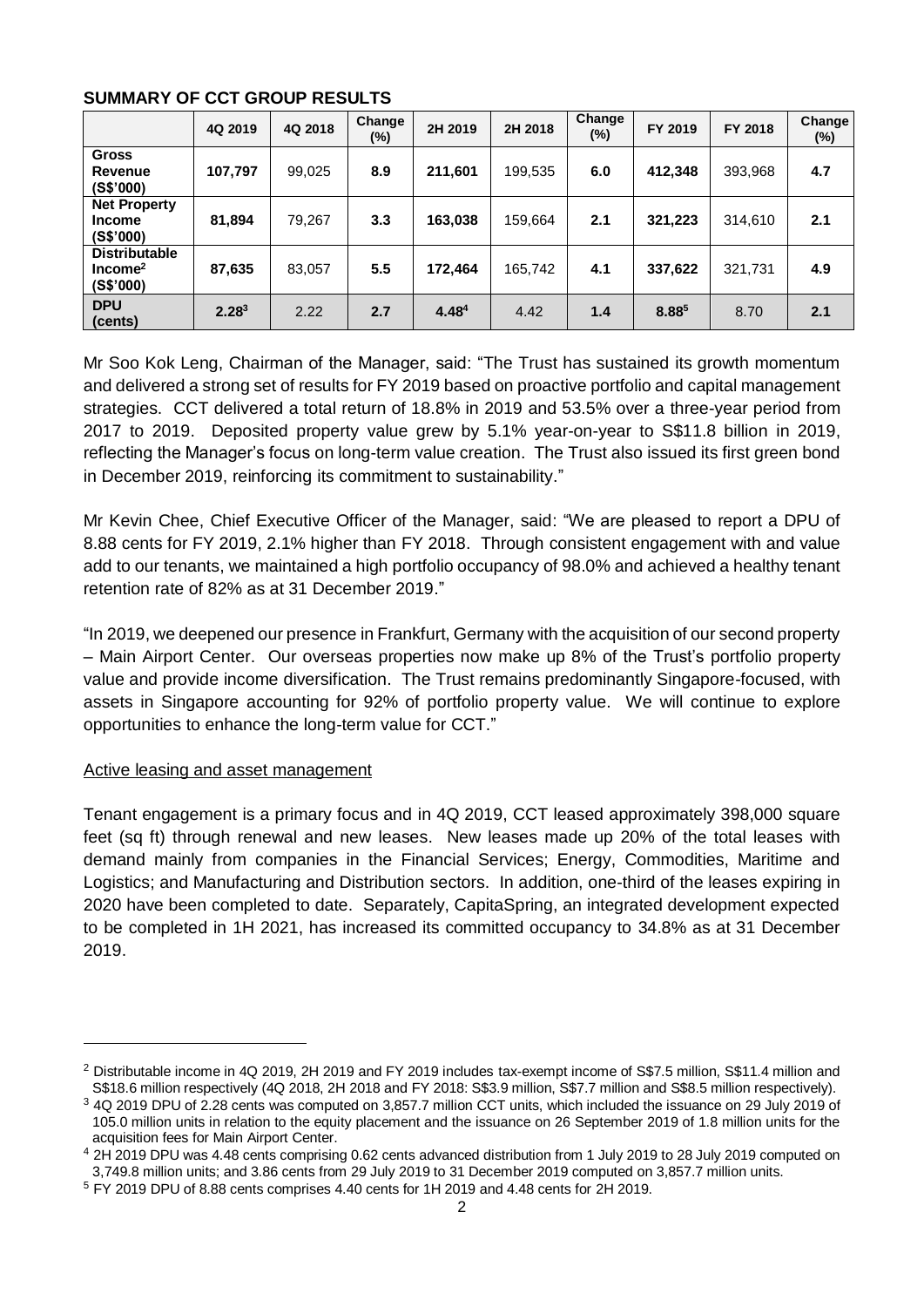**SUMMARY OF CCT GROUP RESULTS**

| | 4Q 2019 | 4Q 2018 | Change (%) | 2H 2019 | 2H 2018 | Change (%) | FY 2019 | FY 2018 | Change (%) |
|---|---|---|---|---|---|---|---|---|---|
| **Gross Revenue (S$'000)** | **107,797** | 99,025 | **8.9** | **211,601** | 199,535 | **6.0** | **412,348** | 393,968 | **4.7** |
| **Net Property Income (S$'000)** | **81,894** | 79,267 | **3.3** | **163,038** | 159,664 | **2.1** | **321,223** | 314,610 | **2.1** |
| **Distributable Income[2] (S$'000)** | **87,635** | 83,057 | **5.5** | **172,464** | 165,742 | **4.1** | **337,622** | 321,731 | **4.9** |
| **DPU (cents)** | **2.28[3]** | 2.22 | **2.7** | **4.48[4]** | 4.42 | **1.4** | **8.88[5]** | 8.70 | **2.1** |

Mr Soo Kok Leng, Chairman of the Manager, said: "The Trust has sustained its growth momentum and delivered a strong set of results for FY 2019 based on proactive portfolio and capital management strategies. CCT delivered a total return of 18.8% in 2019 and 53.5% over a three-year period from 2017 to 2019. Deposited property value grew by 5.1% year-on-year to S$11.8 billion in 2019, reflecting the Manager's focus on long-term value creation. The Trust also issued its first green bond in December 2019, reinforcing its commitment to sustainability."

Mr Kevin Chee, Chief Executive Officer of the Manager, said: "We are pleased to report a DPU of 8.88 cents for FY 2019, 2.1% higher than FY 2018. Through consistent engagement with and value add to our tenants, we maintained a high portfolio occupancy of 98.0% and achieved a healthy tenant retention rate of 82% as at 31 December 2019."

"In 2019, we deepened our presence in Frankfurt, Germany with the acquisition of our second property – Main Airport Center. Our overseas properties now make up 8% of the Trust's portfolio property value and provide income diversification. The Trust remains predominantly Singapore-focused, with assets in Singapore accounting for 92% of portfolio property value. We will continue to explore opportunities to enhance the long-term value for CCT."

Active leasing and asset management

Tenant engagement is a primary focus and in 4Q 2019, CCT leased approximately 398,000 square feet (sq ft) through renewal and new leases. New leases made up 20% of the total leases with demand mainly from companies in the Financial Services; Energy, Commodities, Maritime and Logistics; and Manufacturing and Distribution sectors. In addition, one-third of the leases expiring in 2020 have been completed to date. Separately, CapitaSpring, an integrated development expected to be completed in 1H 2021, has increased its committed occupancy to 34.8%[5] as at 31 December 2019.

---

[2] Distributable income in 4Q 2019, 2H 2019 and FY 2019 includes tax-exempt income of S$7.5 million, S$11.4 million and S$18.6 million respectively (4Q 2018, 2H 2018 and FY 2018: S$3.9 million, S$7.7 million and S$8.5 million respectively).

[3] 4Q 2019 DPU of 2.28 cents was computed on 3,857.7 million CCT units, which included the issuance on 29 July 2019 of 105.0 million units in relation to the equity placement and the issuance on 26 September 2019 of 1.8 million units for the acquisition fees for Main Airport Center.

[4] 2H 2019 DPU was 4.48 cents comprising 0.62 cents advanced distribution from 1 July 2019 to 28 July 2019 computed on 3,749.8 million units; and 3.86 cents from 29 July 2019 to 31 December 2019 computed on 3,857.7 million units.

[5] FY 2019 DPU of 8.88 cents comprises 4.40 cents for 1H 2019 and 4.48 cents for 2H 2019.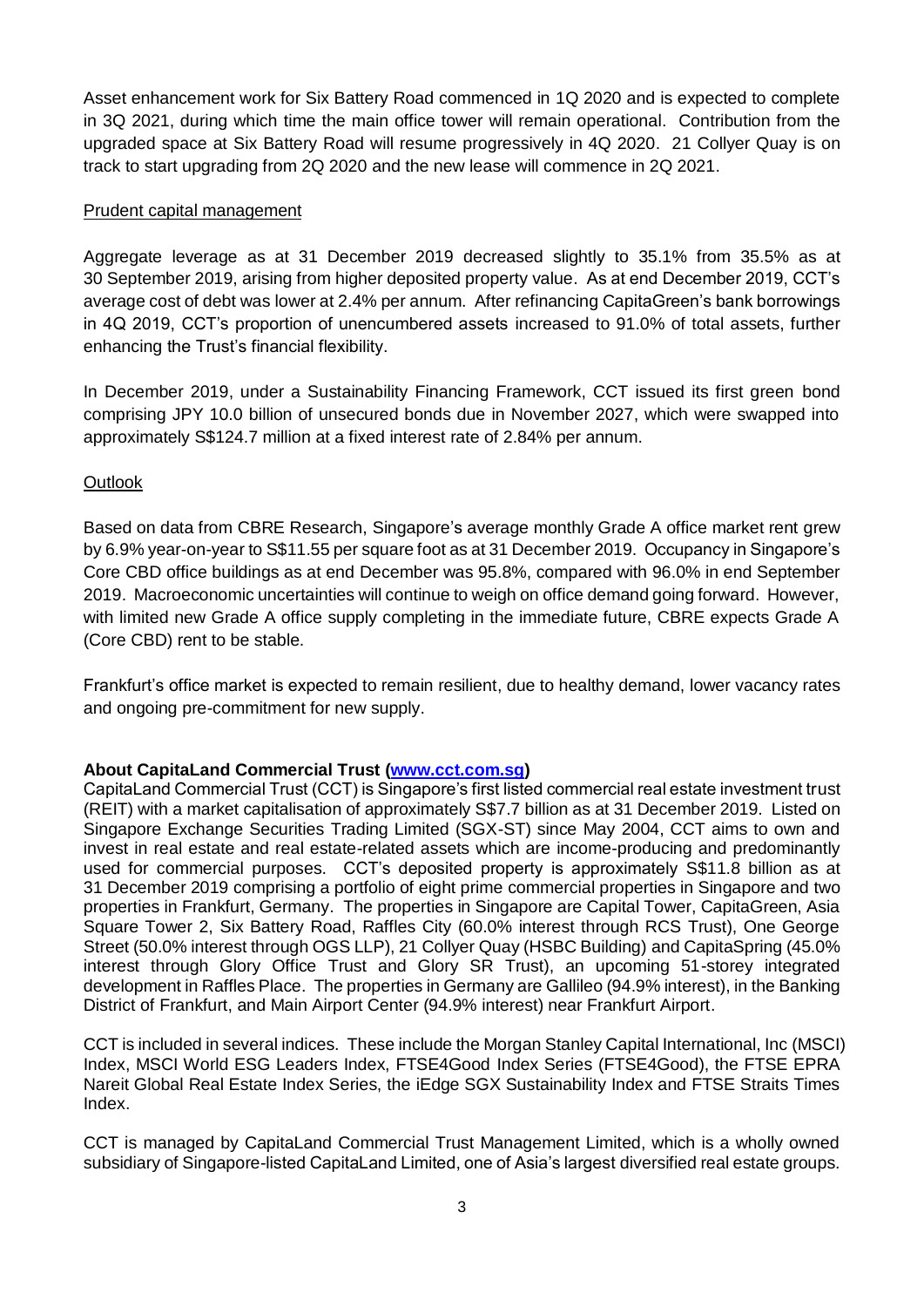Asset enhancement work for Six Battery Road commenced in 1Q 2020 and is expected to complete in 3Q 2021, during which time the main office tower will remain operational. Contribution from the upgraded space at Six Battery Road will resume progressively in 4Q 2020. 21 Collyer Quay is on track to start upgrading from 2Q 2020 and the new lease will commence in 2Q 2021.

Prudent capital management

Aggregate leverage as at 31 December 2019 decreased slightly to 35.1% from 35.5% as at 30 September 2019, arising from higher deposited property value. As at end December 2019, CCT's average cost of debt was lower at 2.4% per annum. After refinancing CapitaGreen's bank borrowings in 4Q 2019, CCT's proportion of unencumbered assets increased to 91.0% of total assets, further enhancing the Trust's financial flexibility.

In December 2019, under a Sustainability Financing Framework, CCT issued its first green bond comprising JPY 10.0 billion of unsecured bonds due in November 2027, which were swapped into approximately S$124.7 million at a fixed interest rate of 2.84% per annum.

Outlook

Based on data from CBRE Research, Singapore's average monthly Grade A office market rent grew by 6.9% year-on-year to S$11.55 per square foot as at 31 December 2019. Occupancy in Singapore's Core CBD office buildings as at end December was 95.8%, compared with 96.0% in end September 2019. Macroeconomic uncertainties will continue to weigh on office demand going forward. However, with limited new Grade A office supply completing in the immediate future, CBRE expects Grade A (Core CBD) rent to be stable.

Frankfurt's office market is expected to remain resilient, due to healthy demand, lower vacancy rates and ongoing pre-commitment for new supply.

**About CapitaLand Commercial Trust (www.cct.com.sg)**

CapitaLand Commercial Trust (CCT) is Singapore's first listed commercial real estate investment trust (REIT) with a market capitalisation of approximately S$7.7 billion as at 31 December 2019. Listed on Singapore Exchange Securities Trading Limited (SGX-ST) since May 2004, CCT aims to own and invest in real estate and real estate-related assets which are income-producing and predominantly used for commercial purposes. CCT's deposited property is approximately S$11.8 billion as at 31 December 2019 comprising a portfolio of eight prime commercial properties in Singapore and two properties in Frankfurt, Germany. The properties in Singapore are Capital Tower, CapitaGreen, Asia Square Tower 2, Six Battery Road, Raffles City (60.0% interest through RCS Trust), One George Street (50.0% interest through OGS LLP), 21 Collyer Quay (HSBC Building) and CapitaSpring (45.0% interest through Glory Office Trust and Glory SR Trust), an upcoming 51-storey integrated development in Raffles Place. The properties in Germany are Gallileo (94.9% interest), in the Banking District of Frankfurt, and Main Airport Center (94.9% interest) near Frankfurt Airport.

CCT is included in several indices. These include the Morgan Stanley Capital International, Inc (MSCI) Index, MSCI World ESG Leaders Index, FTSE4Good Index Series (FTSE4Good), the FTSE EPRA Nareit Global Real Estate Index Series, the iEdge SGX Sustainability Index and FTSE Straits Times Index.

CCT is managed by CapitaLand Commercial Trust Management Limited, which is a wholly owned subsidiary of Singapore-listed CapitaLand Limited, one of Asia's largest diversified real estate groups.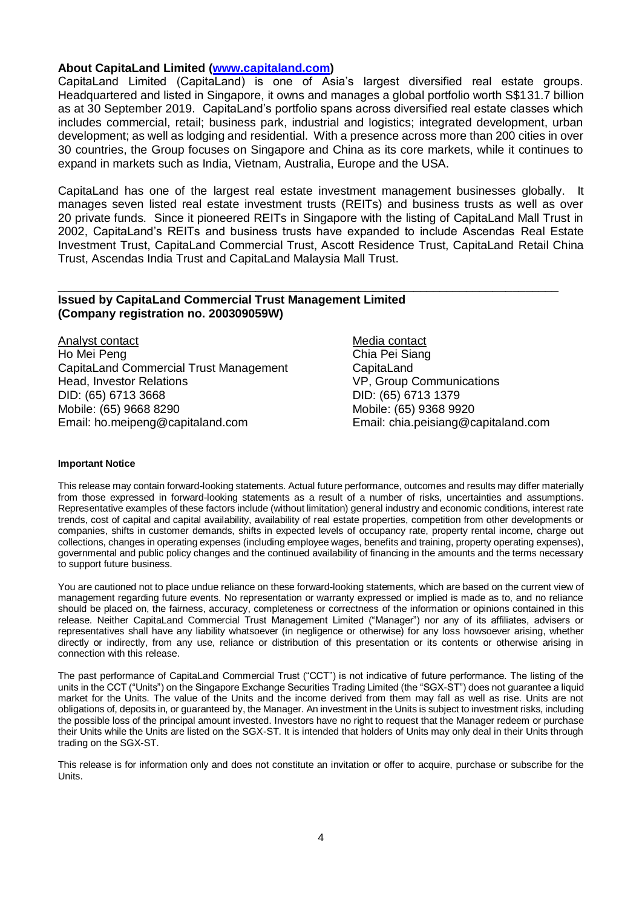**About CapitaLand Limited ([www.capitaland.com](http://www.capitaland.com))**

CapitaLand Limited (CapitaLand) is one of Asia's largest diversified real estate groups. Headquartered and listed in Singapore, it owns and manages a global portfolio worth S$131.7 billion as at 30 September 2019. CapitaLand's portfolio spans across diversified real estate classes which includes commercial, retail; business park, industrial and logistics; integrated development, urban development; as well as lodging and residential. With a presence across more than 200 cities in over 30 countries, the Group focuses on Singapore and China as its core markets, while it continues to expand in markets such as India, Vietnam, Australia, Europe and the USA.

CapitaLand has one of the largest real estate investment management businesses globally. It manages seven listed real estate investment trusts (REITs) and business trusts as well as over 20 private funds. Since it pioneered REITs in Singapore with the listing of CapitaLand Mall Trust in 2002, CapitaLand's REITs and business trusts have expanded to include Ascendas Real Estate Investment Trust, CapitaLand Commercial Trust, Ascott Residence Trust, CapitaLand Retail China Trust, Ascendas India Trust and CapitaLand Malaysia Mall Trust.

---

**Issued by CapitaLand Commercial Trust Management Limited**
**(Company registration no. 200309059W)**

Analyst contact
Ho Mei Peng
CapitaLand Commercial Trust Management
Head, Investor Relations
DID: (65) 6713 3668
Mobile: (65) 9668 8290
Email: ho.meipeng@capitaland.com

Media contact
Chia Pei Siang
CapitaLand
VP, Group Communications
DID: (65) 6713 1379
Mobile: (65) 9368 9920
Email: chia.peisiang@capitaland.com

**Important Notice**

This release may contain forward-looking statements. Actual future performance, outcomes and results may differ materially from those expressed in forward-looking statements as a result of a number of risks, uncertainties and assumptions. Representative examples of these factors include (without limitation) general industry and economic conditions, interest rate trends, cost of capital and capital availability, availability of real estate properties, competition from other developments or companies, shifts in customer demands, shifts in expected levels of occupancy rate, property rental income, charge out collections, changes in operating expenses (including employee wages, benefits and training, property operating expenses), governmental and public policy changes and the continued availability of financing in the amounts and the terms necessary to support future business.

You are cautioned not to place undue reliance on these forward-looking statements, which are based on the current view of management regarding future events. No representation or warranty expressed or implied is made as to, and no reliance should be placed on, the fairness, accuracy, completeness or correctness of the information or opinions contained in this release. Neither CapitaLand Commercial Trust Management Limited ("Manager") nor any of its affiliates, advisers or representatives shall have any liability whatsoever (in negligence or otherwise) for any loss howsoever arising, whether directly or indirectly, from any use, reliance or distribution of this presentation or its contents or otherwise arising in connection with this release.

The past performance of CapitaLand Commercial Trust ("CCT") is not indicative of future performance. The listing of the units in the CCT ("Units") on the Singapore Exchange Securities Trading Limited (the "SGX-ST") does not guarantee a liquid market for the Units. The value of the Units and the income derived from them may fall as well as rise. Units are not obligations of, deposits in, or guaranteed by, the Manager. An investment in the Units is subject to investment risks, including the possible loss of the principal amount invested. Investors have no right to request that the Manager redeem or purchase their Units while the Units are listed on the SGX-ST. It is intended that holders of Units may only deal in their Units through trading on the SGX-ST.

This release is for information only and does not constitute an invitation or offer to acquire, purchase or subscribe for the Units.